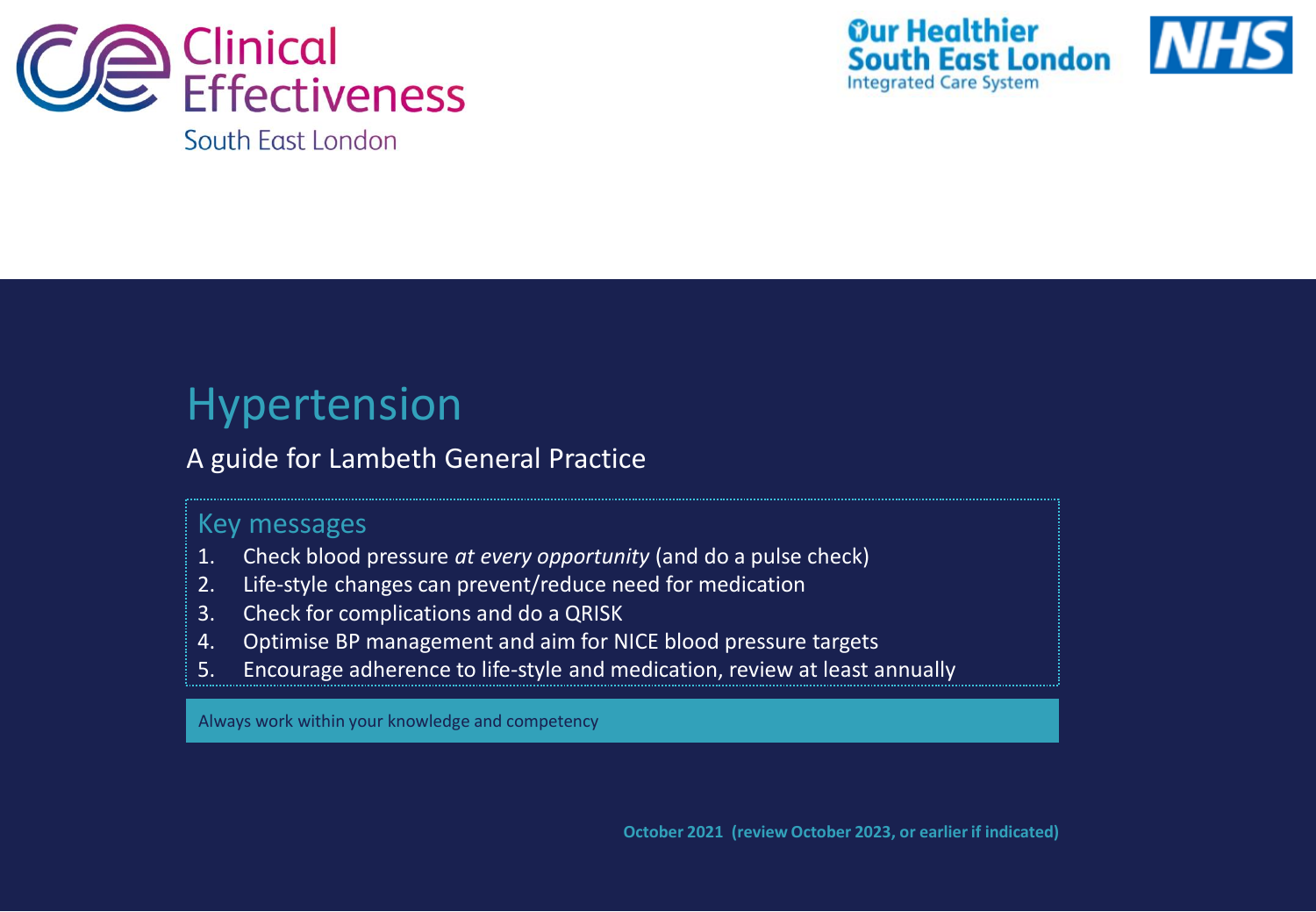Clinical Effectiveness South East London

Our Healthier South East London Integrated Care System

NHS

# Hypertension

## A guide for Lambeth General Practice

### Key messages

1. Check blood pressure *at every opportunity* (and do a pulse check)
2. Life-style changes can prevent/reduce need for medication
3. Check for complications and do a QRISK
4. Optimise BP management and aim for NICE blood pressure targets
5. Encourage adherence to life-style and medication, review at least annually

Always work within your knowledge and competency

**October 2021 (review October 2023, or earlier if indicated)**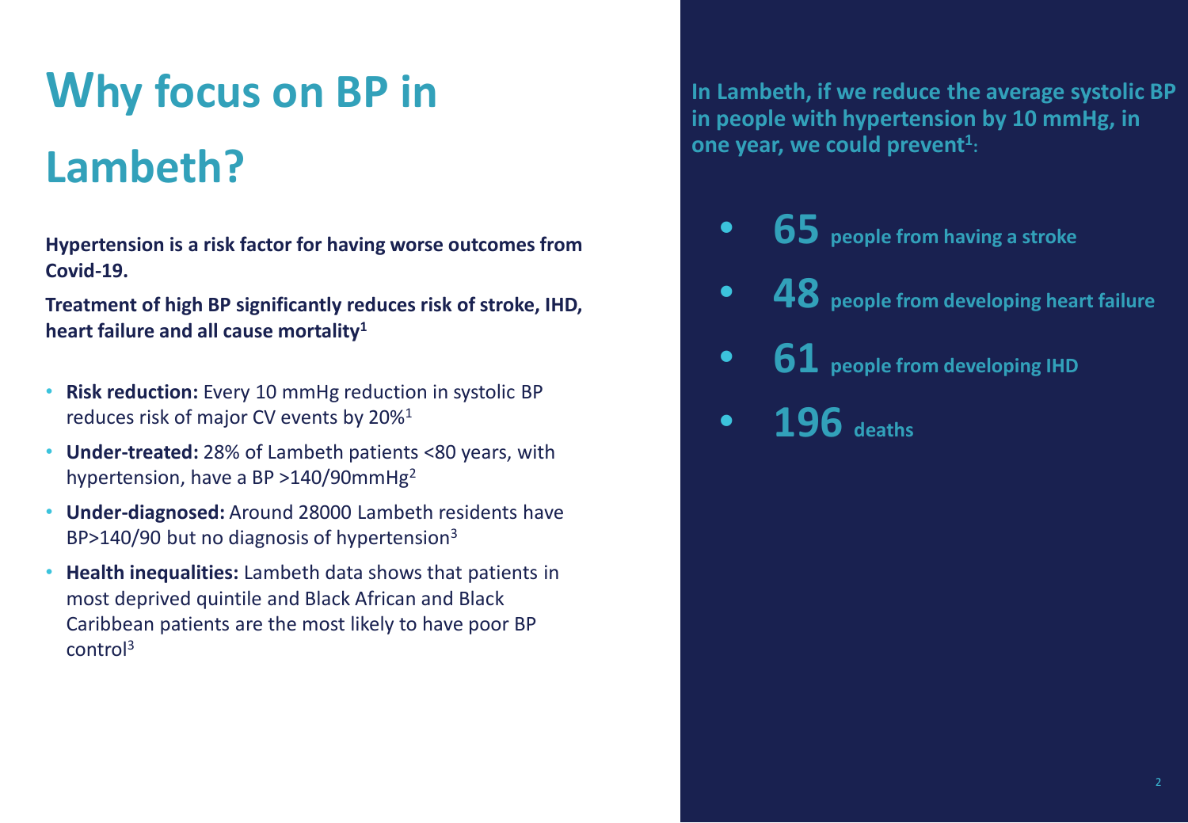# Why focus on BP in Lambeth?

**Hypertension is a risk factor for having worse outcomes from Covid-19.**

**Treatment of high BP significantly reduces risk of stroke, IHD, heart failure and all cause mortality[1]**

- **Risk reduction:** Every 10 mmHg reduction in systolic BP reduces risk of major CV events by 20%[1]
- **Under-treated:** 28% of Lambeth patients <80 years, with hypertension, have a BP >140/90mmHg[2]
- **Under-diagnosed:** Around 28000 Lambeth residents have BP>140/90 but no diagnosis of hypertension[3]
- **Health inequalities:** Lambeth data shows that patients in most deprived quintile and Black African and Black Caribbean patients are the most likely to have poor BP control[3]

**In Lambeth, if we reduce the average systolic BP in people with hypertension by 10 mmHg, in one year, we could prevent[1]:**

- **65** people from having a stroke
- **48** people from developing heart failure
- **61** people from developing IHD
- **196** deaths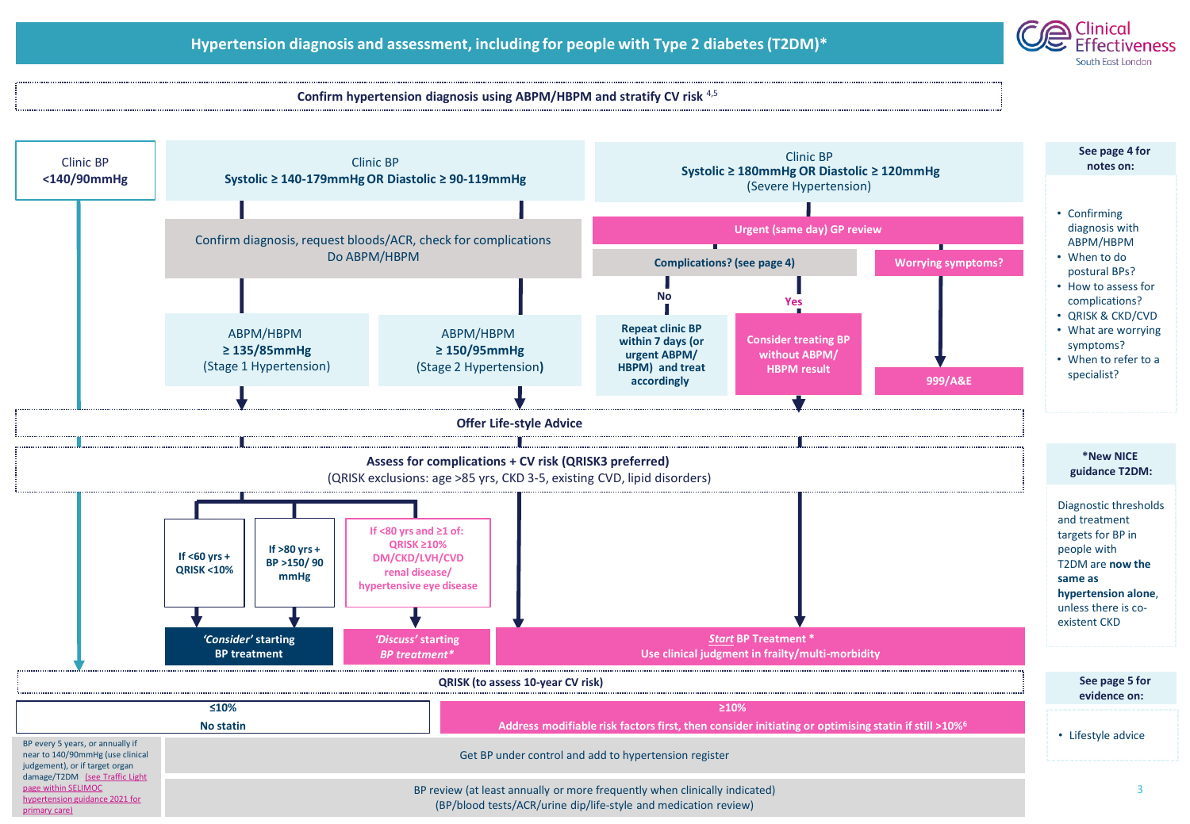# Hypertension diagnosis and assessment, including for people with Type 2 diabetes (T2DM)*

**Confirm hypertension diagnosis using ABPM/HBPM and stratify CV risk** [4,5]

## Clinic BP <140/90mmHg

→ QRISK (to assess 10-year CV risk)

## Clinic BP Systolic ≥ 140-179mmHg OR Diastolic ≥ 90-119mmHg

Confirm diagnosis, request bloods/ACR, check for complications
Do ABPM/HBPM

- ABPM/HBPM **≥ 135/85mmHg** (Stage 1 Hypertension)
- ABPM/HBPM **≥ 150/95mmHg** (Stage 2 Hypertension)

## Clinic BP Systolic ≥ 180mmHg OR Diastolic ≥ 120mmHg (Severe Hypertension)

**Urgent (same day) GP review**

- **Complications? (see page 4)**
  - **No** → **Repeat clinic BP within 7 days (or urgent ABPM/ HBPM) and treat accordingly**
  - **Yes** → **Consider treating BP without ABPM/ HBPM result**
- **Worrying symptoms?** → **999/A&E**

---

**Offer Life-style Advice**

**Assess for complications + CV risk (QRISK3 preferred)**
(QRISK exclusions: age >85 yrs, CKD 3-5, existing CVD, lipid disorders)

Stage 1 Hypertension:

- **If <60 yrs + QRISK <10%** → ***'Consider'* starting BP treatment**
- **If >80 yrs + BP >150/ 90 mmHg** → ***'Consider'* starting BP treatment**
- **If <80 yrs and ≥1 of: QRISK ≥10% DM/CKD/LVH/CVD renal disease/ hypertensive eye disease** → ***'Discuss'* starting *BP treatment**** 

Stage 2 Hypertension / Severe Hypertension:

- ***Start* BP Treatment *** 
  **Use clinical judgment in frailty/multi-morbidity**

---

**QRISK (to assess 10-year CV risk)**

| ≤10% | ≥10% |
|---|---|
| **No statin** | **Address modifiable risk factors first, then consider initiating or optimising statin if still >10%** [6] |

BP every 5 years, or annually if near to 140/90mmHg (use clinical judgement), or if target organ damage/T2DM (see Traffic Light page within SELIMOC hypertension guidance 2021 for primary care)

Get BP under control and add to hypertension register

BP review (at least annually or more frequently when clinically indicated)
(BP/blood tests/ACR/urine dip/life-style and medication review)

---

**See page 4 for notes on:**

- Confirming diagnosis with ABPM/HBPM
- When to do postural BPs?
- How to assess for complications?
- QRISK & CKD/CVD
- What are worrying symptoms?
- When to refer to a specialist?

**\*New NICE guidance T2DM:**

Diagnostic thresholds and treatment targets for BP in people with T2DM are **now the same as hypertension alone**, unless there is co-existent CKD

**See page 5 for evidence on:**

- Lifestyle advice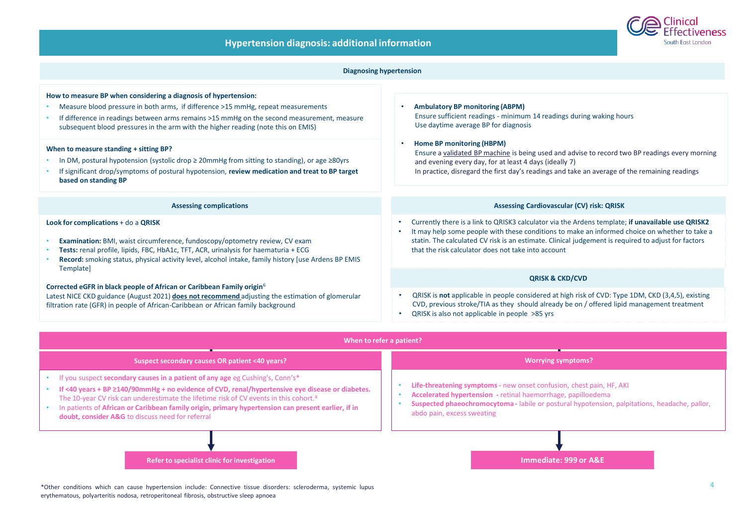# Hypertension diagnosis: additional information

## Diagnosing hypertension

**How to measure BP when considering a diagnosis of hypertension:**

- Measure blood pressure in both arms, if difference >15 mmHg, repeat measurements
- If difference in readings between arms remains >15 mmHg on the second measurement, measure subsequent blood pressures in the arm with the higher reading (note this on EMIS)

**When to measure standing + sitting BP?**

- In DM, postural hypotension (systolic drop ≥ 20mmHg from sitting to standing), or age ≥80yrs
- If significant drop/symptoms of postural hypotension, **review medication and treat to BP target based on standing BP**

- **Ambulatory BP monitoring (ABPM)**
  Ensure sufficient readings - minimum 14 readings during waking hours
  Use daytime average BP for diagnosis

- **Home BP monitoring (HBPM)**
  Ensure a validated BP machine is being used and advise to record two BP readings every morning and evening every day, for at least 4 days (ideally 7)
  In practice, disregard the first day's readings and take an average of the remaining readings

## Assessing complications

**Look for complications** + do a **QRISK**

- **Examination:** BMI, waist circumference, fundoscopy/optometry review, CV exam
- **Tests:** renal profile, lipids, FBC, HbA1c, TFT, ACR, urinalysis for haematuria + ECG
- **Record:** smoking status, physical activity level, alcohol intake, family history [use Ardens BP EMIS Template]

**Corrected eGFR in black people of African or Caribbean Family origin**[6]
Latest NICE CKD guidance (August 2021) **does not recommend** adjusting the estimation of glomerular filtration rate (GFR) in people of African-Caribbean or African family background

## Assessing Cardiovascular (CV) risk: QRISK

- Currently there is a link to QRISK3 calculator via the Ardens template; **if unavailable use QRISK2**
- It may help some people with these conditions to make an informed choice on whether to take a statin. The calculated CV risk is an estimate. Clinical judgement is required to adjust for factors that the risk calculator does not take into account

### QRISK & CKD/CVD

- QRISK is **not** applicable in people considered at high risk of CVD: Type 1DM, CKD (3,4,5), existing CVD, previous stroke/TIA as they should already be on / offered lipid management treatment
- QRISK is also not applicable in people >85 yrs

## When to refer a patient?

### Suspect secondary causes OR patient <40 years?

- If you suspect **secondary causes in a patient of any age** eg Cushing's, Conn's*
- **If <40 years + BP ≥140/90mmHg + no evidence of CVD, renal/hypertensive eye disease or diabetes.** The 10-year CV risk can underestimate the lifetime risk of CV events in this cohort.[4]
- In patients of **African or Caribbean family origin, primary hypertension can present earlier, if in doubt, consider A&G** to discuss need for referral

→ **Refer to specialist clinic for investigation**

### Worrying symptoms?

- **Life-threatening symptoms -** new onset confusion, chest pain, HF, AKI
- **Accelerated hypertension -** retinal haemorrhage, papilloedema
- **Suspected phaeochromocytoma -** labile or postural hypotension, palpitations, headache, pallor, abdo pain, excess sweating

→ **Immediate: 999 or A&E**

*Other conditions which can cause hypertension include: Connective tissue disorders: scleroderma, systemic lupus erythematosus, polyarteritis nodosa, retroperitoneal fibrosis, obstructive sleep apnoea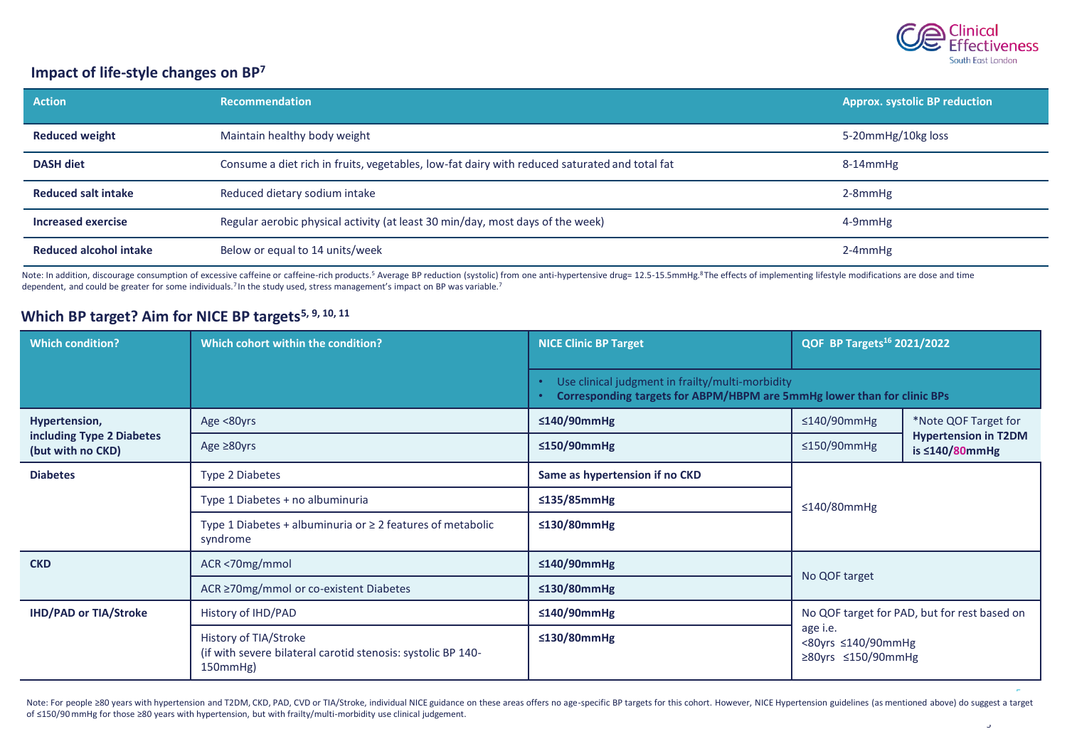## Impact of life-style changes on BP[7]

| Action | Recommendation | Approx. systolic BP reduction |
|---|---|---|
| **Reduced weight** | Maintain healthy body weight | 5-20mmHg/10kg loss |
| **DASH diet** | Consume a diet rich in fruits, vegetables, low-fat dairy with reduced saturated and total fat | 8-14mmHg |
| **Reduced salt intake** | Reduced dietary sodium intake | 2-8mmHg |
| **Increased exercise** | Regular aerobic physical activity (at least 30 min/day, most days of the week) | 4-9mmHg |
| **Reduced alcohol intake** | Below or equal to 14 units/week | 2-4mmHg |

Note: In addition, discourage consumption of excessive caffeine or caffeine-rich products.[5] Average BP reduction (systolic) from one anti-hypertensive drug= 12.5-15.5mmHg.[8] The effects of implementing lifestyle modifications are dose and time dependent, and could be greater for some individuals.[7] In the study used, stress management's impact on BP was variable.[7]

## Which BP target? Aim for NICE BP targets[5, 9, 10, 11]

| Which condition? | Which cohort within the condition? | NICE Clinic BP Target | QOF BP Targets[16] 2021/2022 | |
|---|---|---|---|---|
| | | • Use clinical judgment in frailty/multi-morbidity<br>• **Corresponding targets for ABPM/HBPM are 5mmHg lower than for clinic BPs** | | |
| **Hypertension, including Type 2 Diabetes (but with no CKD)** | Age <80yrs | **≤140/90mmHg** | ≤140/90mmHg | *Note QOF Target for **Hypertension in T2DM is ≤140/80mmHg** |
| | Age ≥80yrs | **≤150/90mmHg** | ≤150/90mmHg | |
| **Diabetes** | Type 2 Diabetes | **Same as hypertension if no CKD** | ≤140/80mmHg | |
| | Type 1 Diabetes + no albuminuria | **≤135/85mmHg** | | |
| | Type 1 Diabetes + albuminuria or ≥ 2 features of metabolic syndrome | **≤130/80mmHg** | | |
| **CKD** | ACR <70mg/mmol | **≤140/90mmHg** | No QOF target | |
| | ACR ≥70mg/mmol or co-existent Diabetes | **≤130/80mmHg** | | |
| **IHD/PAD or TIA/Stroke** | History of IHD/PAD | **≤140/90mmHg** | No QOF target for PAD, but for rest based on age i.e.<br><80yrs ≤140/90mmHg<br>≥80yrs ≤150/90mmHg | |
| | History of TIA/Stroke<br>(if with severe bilateral carotid stenosis: systolic BP 140-150mmHg) | **≤130/80mmHg** | | |

Note: For people ≥80 years with hypertension and T2DM, CKD, PAD, CVD or TIA/Stroke, individual NICE guidance on these areas offers no age-specific BP targets for this cohort. However, NICE Hypertension guidelines (as mentioned above) do suggest a target of ≤150/90 mmHg for those ≥80 years with hypertension, but with frailty/multi-morbidity use clinical judgement.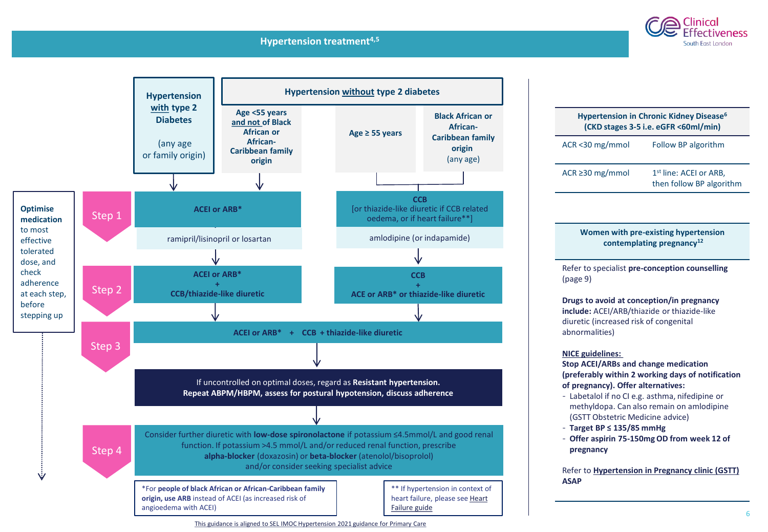# Hypertension treatment[4,5]

**Optimise medication** to most effective tolerated dose, and check adherence at each step, before stepping up

## Hypertension with type 2 Diabetes (any age or family origin)

## Hypertension without type 2 diabetes

- Age <55 years and not of Black African or African-Caribbean family origin
- Age ≥ 55 years
- Black African or African-Caribbean family origin (any age)

| | Hypertension with type 2 Diabetes / Age <55 years and not of Black African or African-Caribbean family origin | Age ≥ 55 years / Black African or African-Caribbean family origin (any age) |
|---|---|---|
| **Step 1** | **ACEI or ARB*** <br> ramipril/lisinopril or losartan | **CCB** [or thiazide-like diuretic if CCB related oedema, or if heart failure**] <br> amlodipine (or indapamide) |
| **Step 2** | **ACEI or ARB* + CCB/thiazide-like diuretic** | **CCB + ACE or ARB* or thiazide-like diuretic** |
| **Step 3** | **ACEI or ARB* + CCB + thiazide-like diuretic** | |

If uncontrolled on optimal doses, regard as **Resistant hypertension.**
**Repeat ABPM/HBPM, assess for postural hypotension, discuss adherence**

**Step 4**: Consider further diuretic with **low-dose spironolactone** if potassium ≤4.5mmol/L and good renal function. If potassium >4.5 mmol/L and/or reduced renal function, prescribe **alpha-blocker** (doxazosin) or **beta-blocker** (atenolol/bisoprolol) and/or consider seeking specialist advice

*For **people of black African or African-Caribbean family origin, use ARB** instead of ACEI (as increased risk of angioedema with ACEI)

** If hypertension in context of heart failure, please see Heart Failure guide

This guidance is aligned to SEL IMOC Hypertension 2021 guidance for Primary Care

## Hypertension in Chronic Kidney Disease[6] (CKD stages 3-5 i.e. eGFR <60ml/min)

| | |
|---|---|
| ACR <30 mg/mmol | Follow BP algorithm |
| ACR ≥30 mg/mmol | 1st line: ACEI or ARB, then follow BP algorithm |

## Women with pre-existing hypertension contemplating pregnancy[12]

Refer to specialist **pre-conception counselling** (page 9)

**Drugs to avoid at conception/in pregnancy include:** ACEI/ARB/thiazide or thiazide-like diuretic (increased risk of congenital abnormalities)

**NICE guidelines:**
**Stop ACEI/ARBs and change medication (preferably within 2 working days of notification of pregnancy). Offer alternatives:**

- Labetalol if no CI e.g. asthma, nifedipine or methyldopa. Can also remain on amlodipine (GSTT Obstetric Medicine advice)
- **Target BP ≤ 135/85 mmHg**
- **Offer aspirin 75-150mg OD from week 12 of pregnancy**

Refer to **Hypertension in Pregnancy clinic (GSTT) ASAP**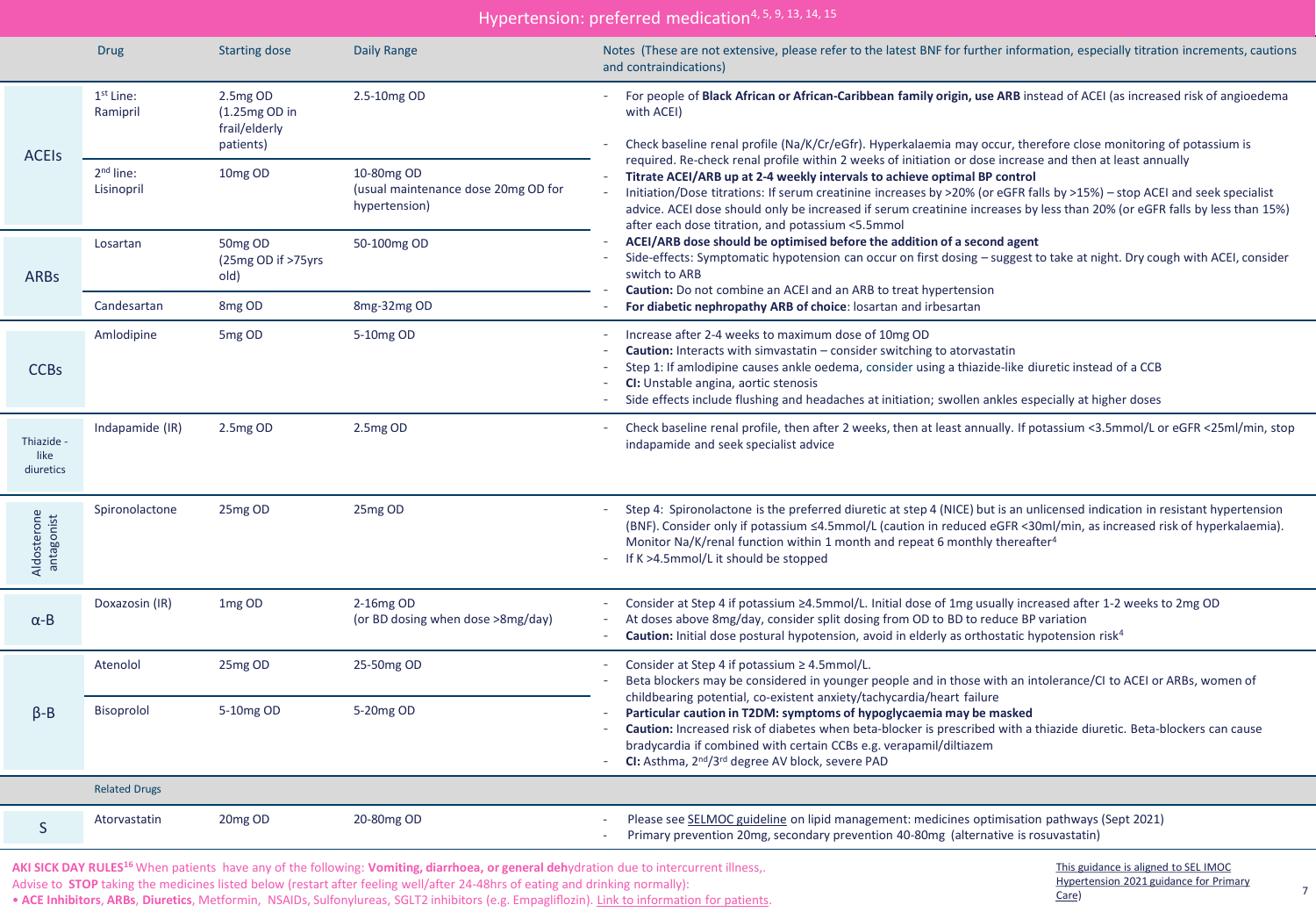# Hypertension: preferred medication[4, 5, 9, 13, 14, 15]

| | Drug | Starting dose | Daily Range | Notes (These are not extensive, please refer to the latest BNF for further information, especially titration increments, cautions and contraindications) |
|---|---|---|---|---|
| ACEIs | 1st Line: Ramipril | 2.5mg OD (1.25mg OD in frail/elderly patients) | 2.5-10mg OD | - For people of **Black African or African-Caribbean family origin, use ARB** instead of ACEI (as increased risk of angioedema with ACEI)<br>- Check baseline renal profile (Na/K/Cr/eGfr). Hyperkalaemia may occur, therefore close monitoring of potassium is required. Re-check renal profile within 2 weeks of initiation or dose increase and then at least annually<br>- **Titrate ACEI/ARB up at 2-4 weekly intervals to achieve optimal BP control**<br>- Initiation/Dose titrations: If serum creatinine increases by >20% (or eGFR falls by >15%) – stop ACEI and seek specialist advice. ACEI dose should only be increased if serum creatinine increases by less than 20% (or eGFR falls by less than 15%) after each dose titration, and potassium <5.5mmol<br>- **ACEI/ARB dose should be optimised before the addition of a second agent**<br>- Side-effects: Symptomatic hypotension can occur on first dosing – suggest to take at night. Dry cough with ACEI, consider switch to ARB<br>- **Caution:** Do not combine an ACEI and an ARB to treat hypertension<br>- **For diabetic nephropathy ARB of choice**: losartan and irbesartan |
| | 2nd line: Lisinopril | 10mg OD | 10-80mg OD (usual maintenance dose 20mg OD for hypertension) | |
| ARBs | Losartan | 50mg OD (25mg OD if >75yrs old) | 50-100mg OD | |
| | Candesartan | 8mg OD | 8mg-32mg OD | |
| CCBs | Amlodipine | 5mg OD | 5-10mg OD | - Increase after 2-4 weeks to maximum dose of 10mg OD<br>- **Caution:** Interacts with simvastatin – consider switching to atorvastatin<br>- Step 1: If amlodipine causes ankle oedema, consider using a thiazide-like diuretic instead of a CCB<br>- **CI:** Unstable angina, aortic stenosis<br>- Side effects include flushing and headaches at initiation; swollen ankles especially at higher doses |
| Thiazide - like diuretics | Indapamide (IR) | 2.5mg OD | 2.5mg OD | - Check baseline renal profile, then after 2 weeks, then at least annually. If potassium <3.5mmol/L or eGFR <25ml/min, stop indapamide and seek specialist advice |
| Aldosterone antagonist | Spironolactone | 25mg OD | 25mg OD | - Step 4: Spironolactone is the preferred diuretic at step 4 (NICE) but is an unlicensed indication in resistant hypertension (BNF). Consider only if potassium ≤4.5mmol/L (caution in reduced eGFR <30ml/min, as increased risk of hyperkalaemia). Monitor Na/K/renal function within 1 month and repeat 6 monthly thereafter[4]<br>- If K >4.5mmol/L it should be stopped |
| α-B | Doxazosin (IR) | 1mg OD | 2-16mg OD (or BD dosing when dose >8mg/day) | - Consider at Step 4 if potassium ≥4.5mmol/L. Initial dose of 1mg usually increased after 1-2 weeks to 2mg OD<br>- At doses above 8mg/day, consider split dosing from OD to BD to reduce BP variation<br>- **Caution:** Initial dose postural hypotension, avoid in elderly as orthostatic hypotension risk[4] |
| β-B | Atenolol | 25mg OD | 25-50mg OD | - Consider at Step 4 if potassium ≥ 4.5mmol/L.<br>- Beta blockers may be considered in younger people and in those with an intolerance/CI to ACEI or ARBs, women of childbearing potential, co-existent anxiety/tachycardia/heart failure<br>- **Particular caution in T2DM: symptoms of hypoglycaemia may be masked**<br>- **Caution:** Increased risk of diabetes when beta-blocker is prescribed with a thiazide diuretic. Beta-blockers can cause bradycardia if combined with certain CCBs e.g. verapamil/diltiazem<br>- **CI:** Asthma, 2nd/3rd degree AV block, severe PAD |
| | Bisoprolol | 5-10mg OD | 5-20mg OD | |
| | Related Drugs | | | |
| S | Atorvastatin | 20mg OD | 20-80mg OD | - Please see SELMOC guideline on lipid management: medicines optimisation pathways (Sept 2021)<br>- Primary prevention 20mg, secondary prevention 40-80mg (alternative is rosuvastatin) |

**AKI SICK DAY RULES**[16] When patients have any of the following: **Vomiting, diarrhoea, or general deh**ydration due to intercurrent illness,.
Advise to **STOP** taking the medicines listed below (restart after feeling well/after 24-48hrs of eating and drinking normally):
- **ACE Inhibitors, ARBs**, **Diuretics**, Metformin, NSAIDs, Sulfonylureas, SGLT2 inhibitors (e.g. Empagliflozin). Link to information for patients.

This guidance is aligned to SEL IMOC Hypertension 2021 guidance for Primary Care)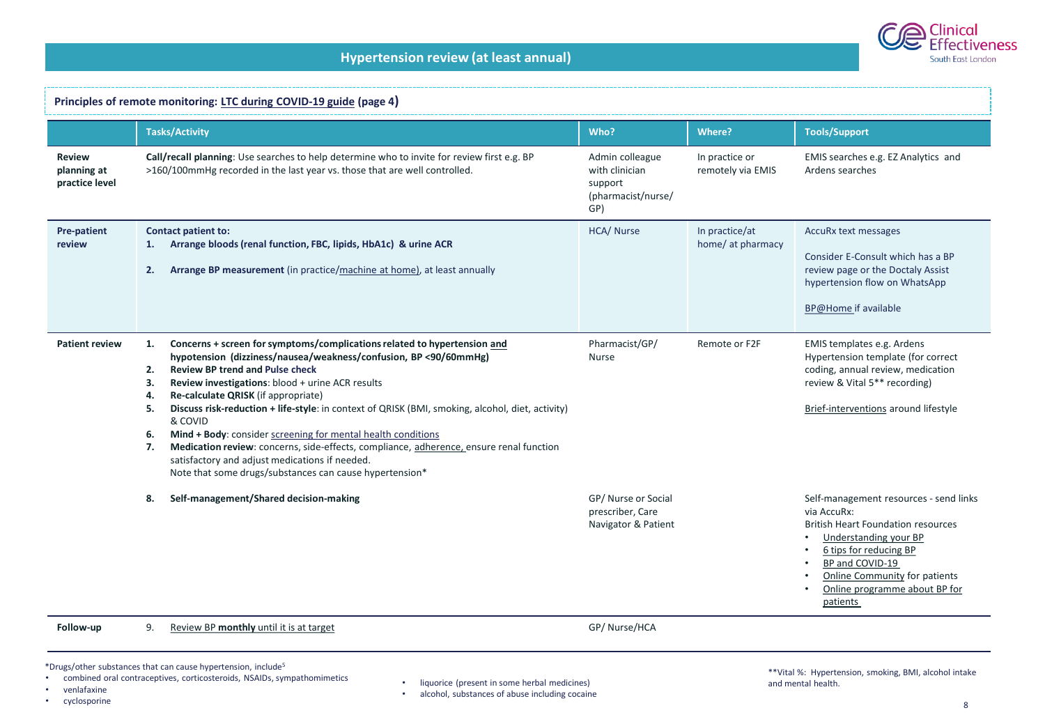# Hypertension review (at least annual)

**Principles of remote monitoring: LTC during COVID-19 guide (page 4)**

| | Tasks/Activity | Who? | Where? | Tools/Support |
|---|---|---|---|---|
| **Review planning at practice level** | **Call/recall planning**: Use searches to help determine who to invite for review first e.g. BP >160/100mmHg recorded in the last year vs. those that are well controlled. | Admin colleague with clinician support (pharmacist/nurse/ GP) | In practice or remotely via EMIS | EMIS searches e.g. EZ Analytics and Ardens searches |
| **Pre-patient review** | **Contact patient to:**<br>1. **Arrange bloods (renal function, FBC, lipids, HbA1c) & urine ACR**<br>2. **Arrange BP measurement** (in practice/machine at home), at least annually | HCA/ Nurse | In practice/at home/ at pharmacy | AccuRx text messages<br><br>Consider E-Consult which has a BP review page or the Doctaly Assist hypertension flow on WhatsApp<br><br>BP@Home if available |
| **Patient review** | 1. **Concerns + screen for symptoms/complications related to hypertension and hypotension (dizziness/nausea/weakness/confusion, BP <90/60mmHg)**<br>2. **Review BP trend and Pulse check**<br>3. **Review investigations**: blood + urine ACR results<br>4. **Re-calculate QRISK** (if appropriate)<br>5. **Discuss risk-reduction + life-style**: in context of QRISK (BMI, smoking, alcohol, diet, activity) & COVID<br>6. **Mind + Body**: consider screening for mental health conditions<br>7. **Medication review**: concerns, side-effects, compliance, adherence, ensure renal function satisfactory and adjust medications if needed. Note that some drugs/substances can cause hypertension* | Pharmacist/GP/ Nurse | Remote or F2F | EMIS templates e.g. Ardens Hypertension template (for correct coding, annual review, medication review & Vital 5** recording)<br><br>Brief-interventions around lifestyle |
| | 8. **Self-management/Shared decision-making** | GP/ Nurse or Social prescriber, Care Navigator & Patient | | Self-management resources - send links via AccuRx:<br>British Heart Foundation resources<br>• Understanding your BP<br>• 6 tips for reducing BP<br>• BP and COVID-19<br>• Online Community for patients<br>• Online programme about BP for patients |
| **Follow-up** | 9. Review BP **monthly** until it is at target | GP/ Nurse/HCA | | |

*Drugs/other substances that can cause hypertension, include[5]

- combined oral contraceptives, corticosteroids, NSAIDs, sympathomimetics
- venlafaxine
- cyclosporine
- liquorice (present in some herbal medicines)
- alcohol, substances of abuse including cocaine

**Vital 5: Hypertension, smoking, BMI, alcohol intake and mental health.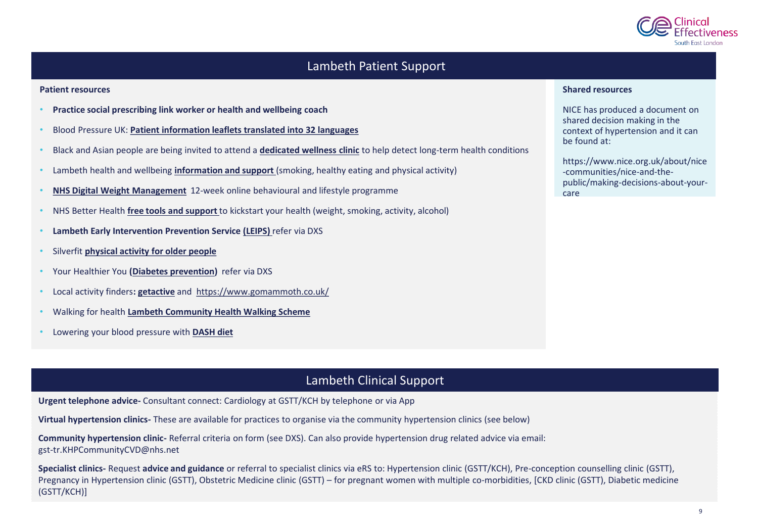## Lambeth Patient Support

### Patient resources

- **Practice social prescribing link worker or health and wellbeing coach**
- Blood Pressure UK: **Patient information leaflets translated into 32 languages**
- Black and Asian people are being invited to attend a **dedicated wellness clinic** to help detect long-term health conditions
- Lambeth health and wellbeing **information and support** (smoking, healthy eating and physical activity)
- **NHS Digital Weight Management** 12-week online behavioural and lifestyle programme
- NHS Better Health **free tools and support** to kickstart your health (weight, smoking, activity, alcohol)
- **Lambeth Early Intervention Prevention Service (LEIPS)** refer via DXS
- Silverfit **physical activity for older people**
- Your Healthier You **(Diabetes prevention)** refer via DXS
- Local activity finders**: getactive** and https://www.gomammoth.co.uk/
- Walking for health **Lambeth Community Health Walking Scheme**
- Lowering your blood pressure with **DASH diet**

### Shared resources

NICE has produced a document on shared decision making in the context of hypertension and it can be found at:

https://www.nice.org.uk/about/nice-communities/nice-and-the-public/making-decisions-about-your-care

## Lambeth Clinical Support

**Urgent telephone advice-** Consultant connect: Cardiology at GSTT/KCH by telephone or via App

**Virtual hypertension clinics-** These are available for practices to organise via the community hypertension clinics (see below)

**Community hypertension clinic-** Referral criteria on form (see DXS). Can also provide hypertension drug related advice via email: gst-tr.KHPCommunityCVD@nhs.net

**Specialist clinics-** Request **advice and guidance** or referral to specialist clinics via eRS to: Hypertension clinic (GSTT/KCH), Pre-conception counselling clinic (GSTT), Pregnancy in Hypertension clinic (GSTT), Obstetric Medicine clinic (GSTT) – for pregnant women with multiple co-morbidities, [CKD clinic (GSTT), Diabetic medicine (GSTT/KCH)]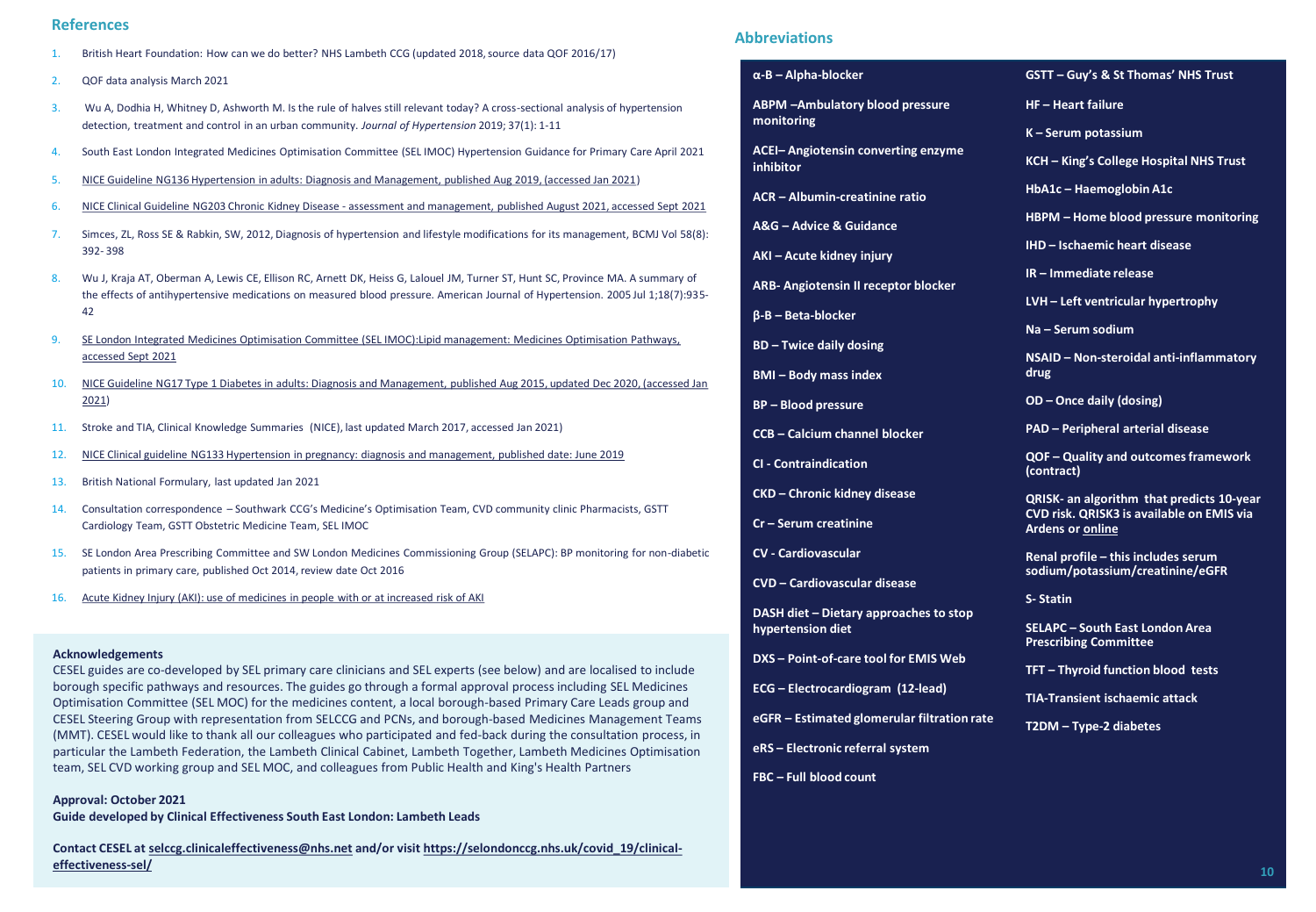## References

1. British Heart Foundation: How can we do better? NHS Lambeth CCG (updated 2018, source data QOF 2016/17)
2. QOF data analysis March 2021
3. Wu A, Dodhia H, Whitney D, Ashworth M. Is the rule of halves still relevant today? A cross-sectional analysis of hypertension detection, treatment and control in an urban community. *Journal of Hypertension* 2019; 37(1): 1-11
4. South East London Integrated Medicines Optimisation Committee (SEL IMOC) Hypertension Guidance for Primary Care April 2021
5. NICE Guideline NG136 Hypertension in adults: Diagnosis and Management, published Aug 2019, (accessed Jan 2021)
6. NICE Clinical Guideline NG203 Chronic Kidney Disease - assessment and management, published August 2021, accessed Sept 2021
7. Simces, ZL, Ross SE & Rabkin, SW, 2012, Diagnosis of hypertension and lifestyle modifications for its management, BCMJ Vol 58(8): 392- 398
8. Wu J, Kraja AT, Oberman A, Lewis CE, Ellison RC, Arnett DK, Heiss G, Lalouel JM, Turner ST, Hunt SC, Province MA. A summary of the effects of antihypertensive medications on measured blood pressure. American Journal of Hypertension. 2005 Jul 1;18(7):935-42
9. SE London Integrated Medicines Optimisation Committee (SEL IMOC):Lipid management: Medicines Optimisation Pathways, accessed Sept 2021
10. NICE Guideline NG17 Type 1 Diabetes in adults: Diagnosis and Management, published Aug 2015, updated Dec 2020, (accessed Jan 2021)
11. Stroke and TIA, Clinical Knowledge Summaries (NICE), last updated March 2017, accessed Jan 2021)
12. NICE Clinical guideline NG133 Hypertension in pregnancy: diagnosis and management, published date: June 2019
13. British National Formulary, last updated Jan 2021
14. Consultation correspondence – Southwark CCG's Medicine's Optimisation Team, CVD community clinic Pharmacists, GSTT Cardiology Team, GSTT Obstetric Medicine Team, SEL IMOC
15. SE London Area Prescribing Committee and SW London Medicines Commissioning Group (SELAPC): BP monitoring for non-diabetic patients in primary care, published Oct 2014, review date Oct 2016
16. Acute Kidney Injury (AKI): use of medicines in people with or at increased risk of AKI

**Acknowledgements**

CESEL guides are co-developed by SEL primary care clinicians and SEL experts (see below) and are localised to include borough specific pathways and resources. The guides go through a formal approval process including SEL Medicines Optimisation Committee (SEL MOC) for the medicines content, a local borough-based Primary Care Leads group and CESEL Steering Group with representation from SELCCG and PCNs, and borough-based Medicines Management Teams (MMT). CESEL would like to thank all our colleagues who participated and fed-back during the consultation process, in particular the Lambeth Federation, the Lambeth Clinical Cabinet, Lambeth Together, Lambeth Medicines Optimisation team, SEL CVD working group and SEL MOC, and colleagues from Public Health and King's Health Partners

**Approval: October 2021**
**Guide developed by Clinical Effectiveness South East London: Lambeth Leads**

**Contact CESEL at selccg.clinicaleffectiveness@nhs.net and/or visit https://selondonccg.nhs.uk/covid_19/clinical-effectiveness-sel/**

## Abbreviations

- **α-B – Alpha-blocker**
- **ABPM –Ambulatory blood pressure monitoring**
- **ACEI– Angiotensin converting enzyme inhibitor**
- **ACR – Albumin-creatinine ratio**
- **A&G – Advice & Guidance**
- **AKI – Acute kidney injury**
- **ARB- Angiotensin II receptor blocker**
- **β-B – Beta-blocker**
- **BD – Twice daily dosing**
- **BMI – Body mass index**
- **BP – Blood pressure**
- **CCB – Calcium channel blocker**
- **CI - Contraindication**
- **CKD – Chronic kidney disease**
- **Cr – Serum creatinine**
- **CV - Cardiovascular**
- **CVD – Cardiovascular disease**
- **DASH diet – Dietary approaches to stop hypertension diet**
- **DXS – Point-of-care tool for EMIS Web**
- **ECG – Electrocardiogram (12-lead)**
- **eGFR – Estimated glomerular filtration rate**
- **eRS – Electronic referral system**
- **FBC – Full blood count**
- **GSTT – Guy's & St Thomas' NHS Trust**
- **HF – Heart failure**
- **K – Serum potassium**
- **KCH – King's College Hospital NHS Trust**
- **HbA1c – Haemoglobin A1c**
- **HBPM – Home blood pressure monitoring**
- **IHD – Ischaemic heart disease**
- **IR – Immediate release**
- **LVH – Left ventricular hypertrophy**
- **Na – Serum sodium**
- **NSAID – Non-steroidal anti-inflammatory drug**
- **OD – Once daily (dosing)**
- **PAD – Peripheral arterial disease**
- **QOF – Quality and outcomes framework (contract)**
- **QRISK- an algorithm that predicts 10-year CVD risk. QRISK3 is available on EMIS via Ardens or online**
- **Renal profile – this includes serum sodium/potassium/creatinine/eGFR**
- **S- Statin**
- **SELAPC – South East London Area Prescribing Committee**
- **TFT – Thyroid function blood tests**
- **TIA-Transient ischaemic attack**
- **T2DM – Type-2 diabetes**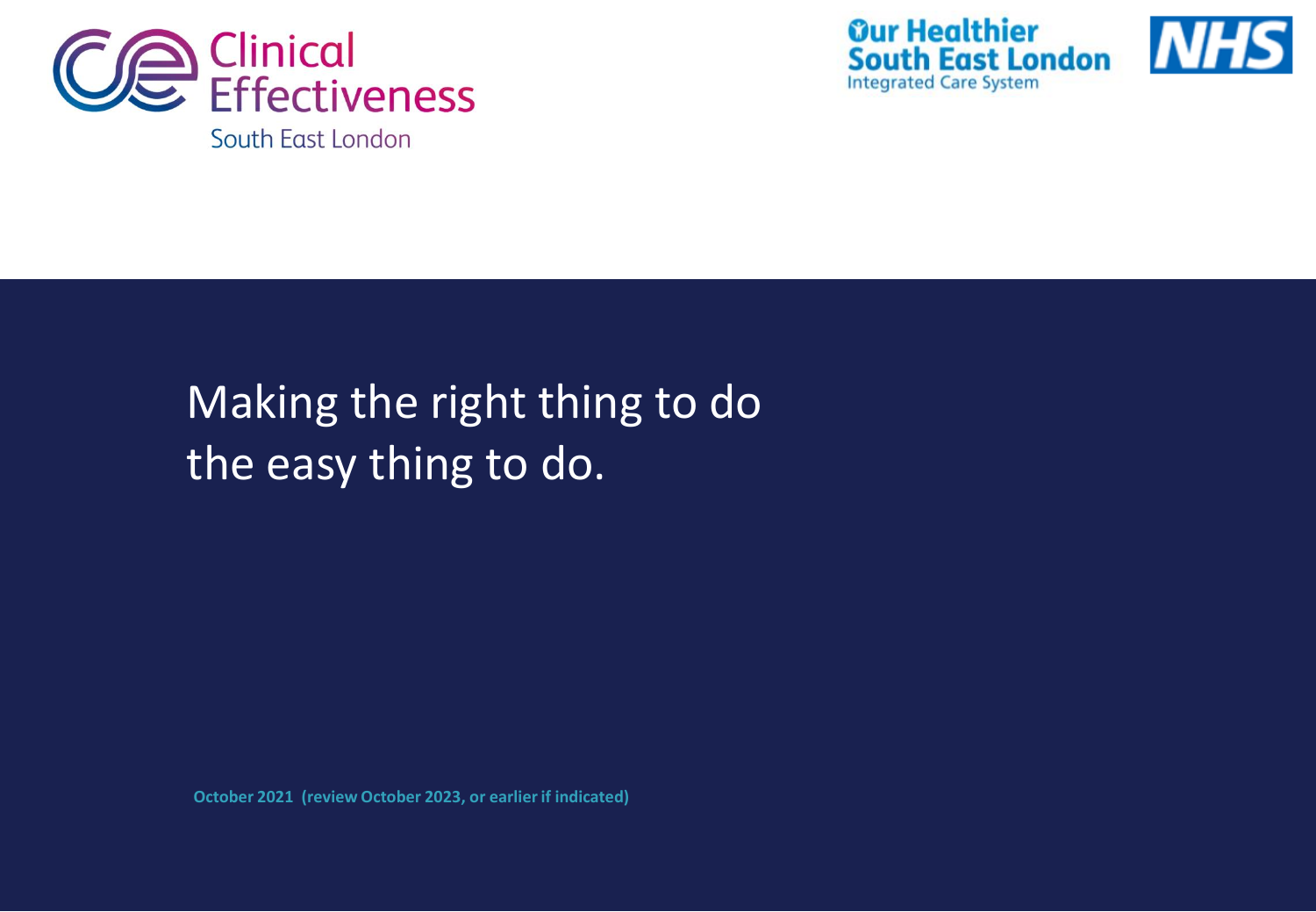Clinical Effectiveness South East London

Our Healthier South East London Integrated Care System

NHS

Making the right thing to do the easy thing to do.

**October 2021 (review October 2023, or earlier if indicated)**